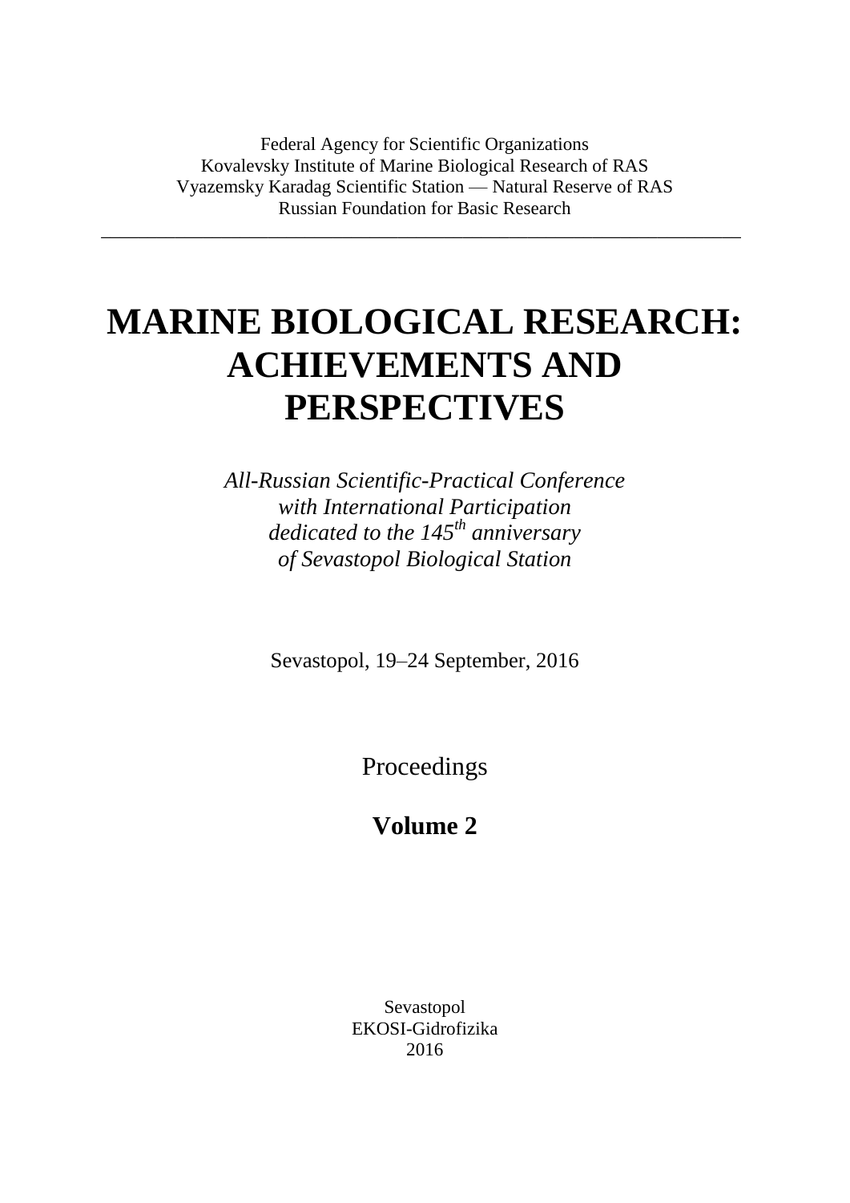Federal Agency for Scientific Organizations
Kovalevsky Institute of Marine Biological Research of RAS
Vyazemsky Karadag Scientific Station — Natural Reserve of RAS
Russian Foundation for Basic Research

---

# MARINE BIOLOGICAL RESEARCH: ACHIEVEMENTS AND PERSPECTIVES

*All-Russian Scientific-Practical Conference*
*with International Participation*
*dedicated to the 145$^{th}$ anniversary*
*of Sevastopol Biological Station*

Sevastopol, 19–24 September, 2016

Proceedings

**Volume 2**

Sevastopol
EKOSI-Gidrofizika
2016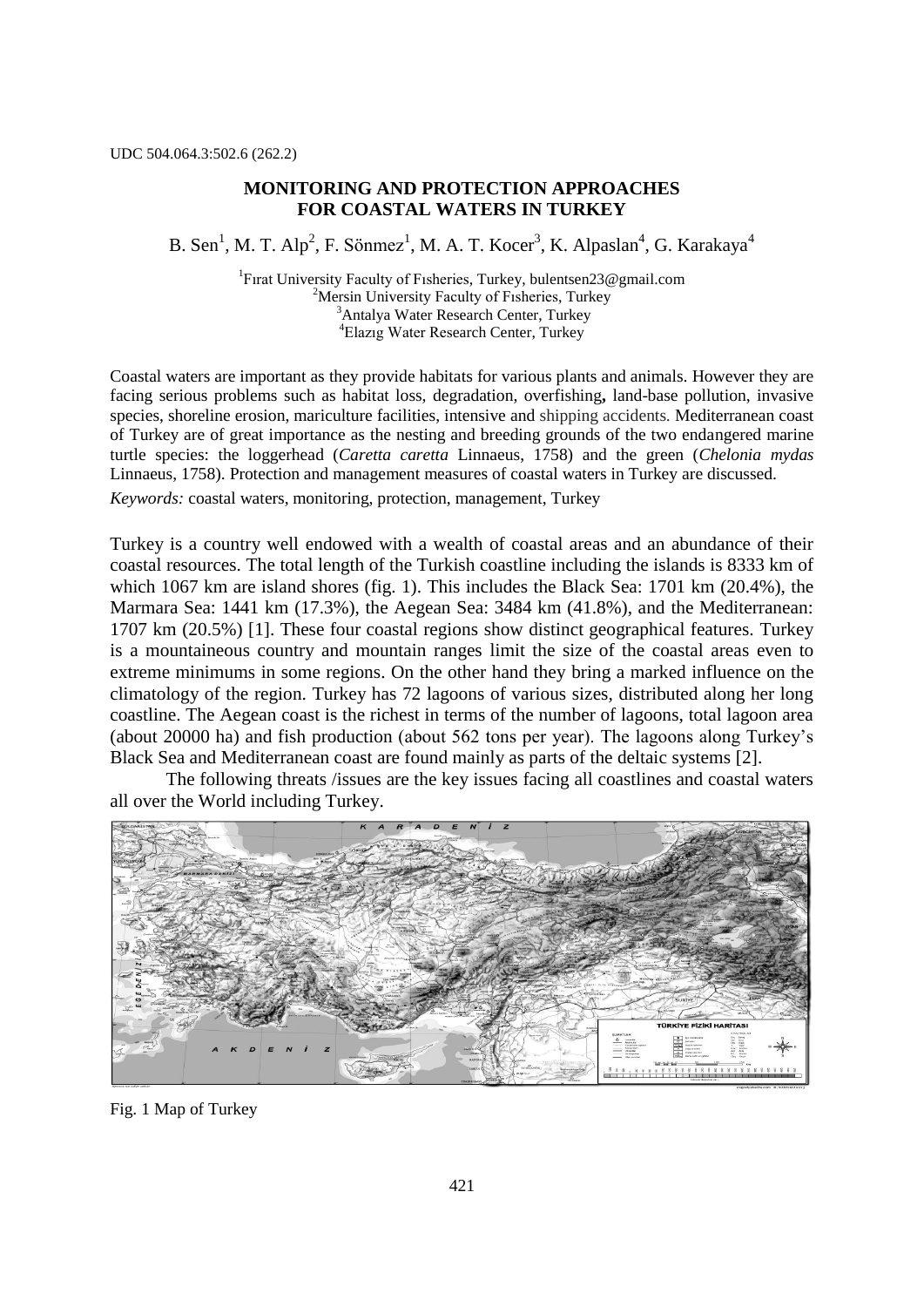UDC 504.064.3:502.6 (262.2)

# MONITORING AND PROTECTION APPROACHES FOR COASTAL WATERS IN TURKEY

B. Sen[1], M. T. Alp[2], F. Sönmez[1], M. A. T. Kocer[3], K. Alpaslan[4], G. Karakaya[4]

[1]Fırat University Faculty of Fısheries, Turkey, bulentsen23@gmail.com
[2]Mersin University Faculty of Fısheries, Turkey
[3]Antalya Water Research Center, Turkey
[4]Elazıg Water Research Center, Turkey

Coastal waters are important as they provide habitats for various plants and animals. However they are facing serious problems such as habitat loss, degradation, overfishing**,** land-base pollution, invasive species, shoreline erosion, mariculture facilities, intensive and shipping accidents. Mediterranean coast of Turkey are of great importance as the nesting and breeding grounds of the two endangered marine turtle species: the loggerhead (*Caretta caretta* Linnaeus, 1758) and the green (*Chelonia mydas* Linnaeus, 1758). Protection and management measures of coastal waters in Turkey are discussed.

*Keywords:* coastal waters, monitoring, protection, management, Turkey

Turkey is a country well endowed with a wealth of coastal areas and an abundance of their coastal resources. The total length of the Turkish coastline including the islands is 8333 km of which 1067 km are island shores (fig. 1). This includes the Black Sea: 1701 km (20.4%), the Marmara Sea: 1441 km (17.3%), the Aegean Sea: 3484 km (41.8%), and the Mediterranean: 1707 km (20.5%) [1]. These four coastal regions show distinct geographical features. Turkey is a mountaineous country and mountain ranges limit the size of the coastal areas even to extreme minimums in some regions. On the other hand they bring a marked influence on the climatology of the region. Turkey has 72 lagoons of various sizes, distributed along her long coastline. The Aegean coast is the richest in terms of the number of lagoons, total lagoon area (about 20000 ha) and fish production (about 562 tons per year). The lagoons along Turkey's Black Sea and Mediterranean coast are found mainly as parts of the deltaic systems [2].

The following threats /issues are the key issues facing all coastlines and coastal waters all over the World including Turkey.

Fig. 1 Map of Turkey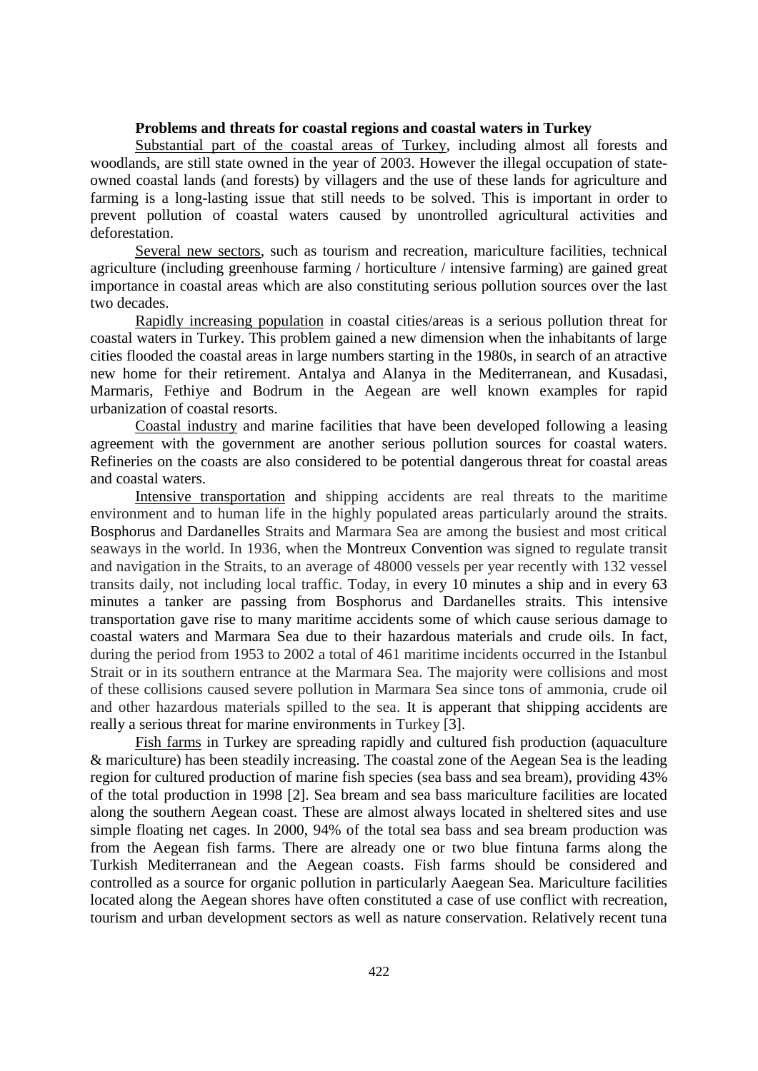**Problems and threats for coastal regions and coastal waters in Turkey**

Substantial part of the coastal areas of Turkey, including almost all forests and woodlands, are still state owned in the year of 2003. However the illegal occupation of state-owned coastal lands (and forests) by villagers and the use of these lands for agriculture and farming is a long-lasting issue that still needs to be solved. This is important in order to prevent pollution of coastal waters caused by unontrolled agricultural activities and deforestation.

Several new sectors, such as tourism and recreation, mariculture facilities, technical agriculture (including greenhouse farming / horticulture / intensive farming) are gained great importance in coastal areas which are also constituting serious pollution sources over the last two decades.

Rapidly increasing population in coastal cities/areas is a serious pollution threat for coastal waters in Turkey. This problem gained a new dimension when the inhabitants of large cities flooded the coastal areas in large numbers starting in the 1980s, in search of an atractive new home for their retirement. Antalya and Alanya in the Mediterranean, and Kusadasi, Marmaris, Fethiye and Bodrum in the Aegean are well known examples for rapid urbanization of coastal resorts.

Coastal industry and marine facilities that have been developed following a leasing agreement with the government are another serious pollution sources for coastal waters. Refineries on the coasts are also considered to be potential dangerous threat for coastal areas and coastal waters.

Intensive transportation and shipping accidents are real threats to the maritime environment and to human life in the highly populated areas particularly around the straits. Bosphorus and Dardanelles Straits and Marmara Sea are among the busiest and most critical seaways in the world. In 1936, when the Montreux Convention was signed to regulate transit and navigation in the Straits, to an average of 48000 vessels per year recently with 132 vessel transits daily, not including local traffic. Today, in every 10 minutes a ship and in every 63 minutes a tanker are passing from Bosphorus and Dardanelles straits. This intensive transportation gave rise to many maritime accidents some of which cause serious damage to coastal waters and Marmara Sea due to their hazardous materials and crude oils. In fact, during the period from 1953 to 2002 a total of 461 maritime incidents occurred in the Istanbul Strait or in its southern entrance at the Marmara Sea. The majority were collisions and most of these collisions caused severe pollution in Marmara Sea since tons of ammonia, crude oil and other hazardous materials spilled to the sea. It is apperant that shipping accidents are really a serious threat for marine environments in Turkey [3].

Fish farms in Turkey are spreading rapidly and cultured fish production (aquaculture & mariculture) has been steadily increasing. The coastal zone of the Aegean Sea is the leading region for cultured production of marine fish species (sea bass and sea bream), providing 43% of the total production in 1998 [2]. Sea bream and sea bass mariculture facilities are located along the southern Aegean coast. These are almost always located in sheltered sites and use simple floating net cages. In 2000, 94% of the total sea bass and sea bream production was from the Aegean fish farms. There are already one or two blue fintuna farms along the Turkish Mediterranean and the Aegean coasts. Fish farms should be considered and controlled as a source for organic pollution in particularly Aaegean Sea. Mariculture facilities located along the Aegean shores have often constituted a case of use conflict with recreation, tourism and urban development sectors as well as nature conservation. Relatively recent tuna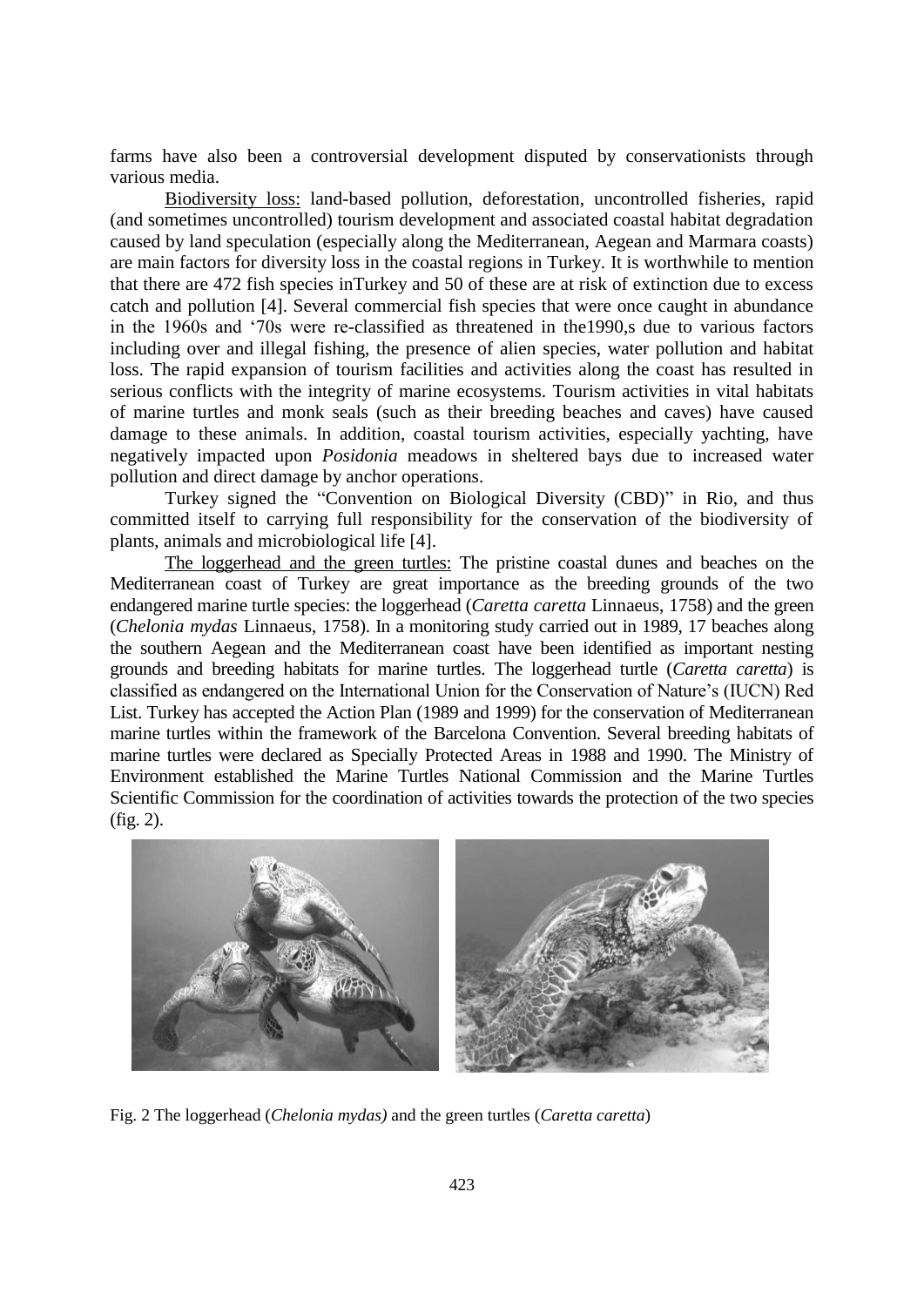farms have also been a controversial development disputed by conservationists through various media.

Biodiversity loss: land-based pollution, deforestation, uncontrolled fisheries, rapid (and sometimes uncontrolled) tourism development and associated coastal habitat degradation caused by land speculation (especially along the Mediterranean, Aegean and Marmara coasts) are main factors for diversity loss in the coastal regions in Turkey. It is worthwhile to mention that there are 472 fish species inTurkey and 50 of these are at risk of extinction due to excess catch and pollution [4]. Several commercial fish species that were once caught in abundance in the 1960s and '70s were re-classified as threatened in the1990,s due to various factors including over and illegal fishing, the presence of alien species, water pollution and habitat loss. The rapid expansion of tourism facilities and activities along the coast has resulted in serious conflicts with the integrity of marine ecosystems. Tourism activities in vital habitats of marine turtles and monk seals (such as their breeding beaches and caves) have caused damage to these animals. In addition, coastal tourism activities, especially yachting, have negatively impacted upon *Posidonia* meadows in sheltered bays due to increased water pollution and direct damage by anchor operations.

Turkey signed the "Convention on Biological Diversity (CBD)" in Rio, and thus committed itself to carrying full responsibility for the conservation of the biodiversity of plants, animals and microbiological life [4].

The loggerhead and the green turtles: The pristine coastal dunes and beaches on the Mediterranean coast of Turkey are great importance as the breeding grounds of the two endangered marine turtle species: the loggerhead (*Caretta caretta* Linnaeus, 1758) and the green (*Chelonia mydas* Linnaeus, 1758). In a monitoring study carried out in 1989, 17 beaches along the southern Aegean and the Mediterranean coast have been identified as important nesting grounds and breeding habitats for marine turtles. The loggerhead turtle (*Caretta caretta*) is classified as endangered on the International Union for the Conservation of Nature's (IUCN) Red List. Turkey has accepted the Action Plan (1989 and 1999) for the conservation of Mediterranean marine turtles within the framework of the Barcelona Convention. Several breeding habitats of marine turtles were declared as Specially Protected Areas in 1988 and 1990. The Ministry of Environment established the Marine Turtles National Commission and the Marine Turtles Scientific Commission for the coordination of activities towards the protection of the two species (fig. 2).

Fig. 2 The loggerhead (*Chelonia mydas)* and the green turtles (*Caretta caretta*)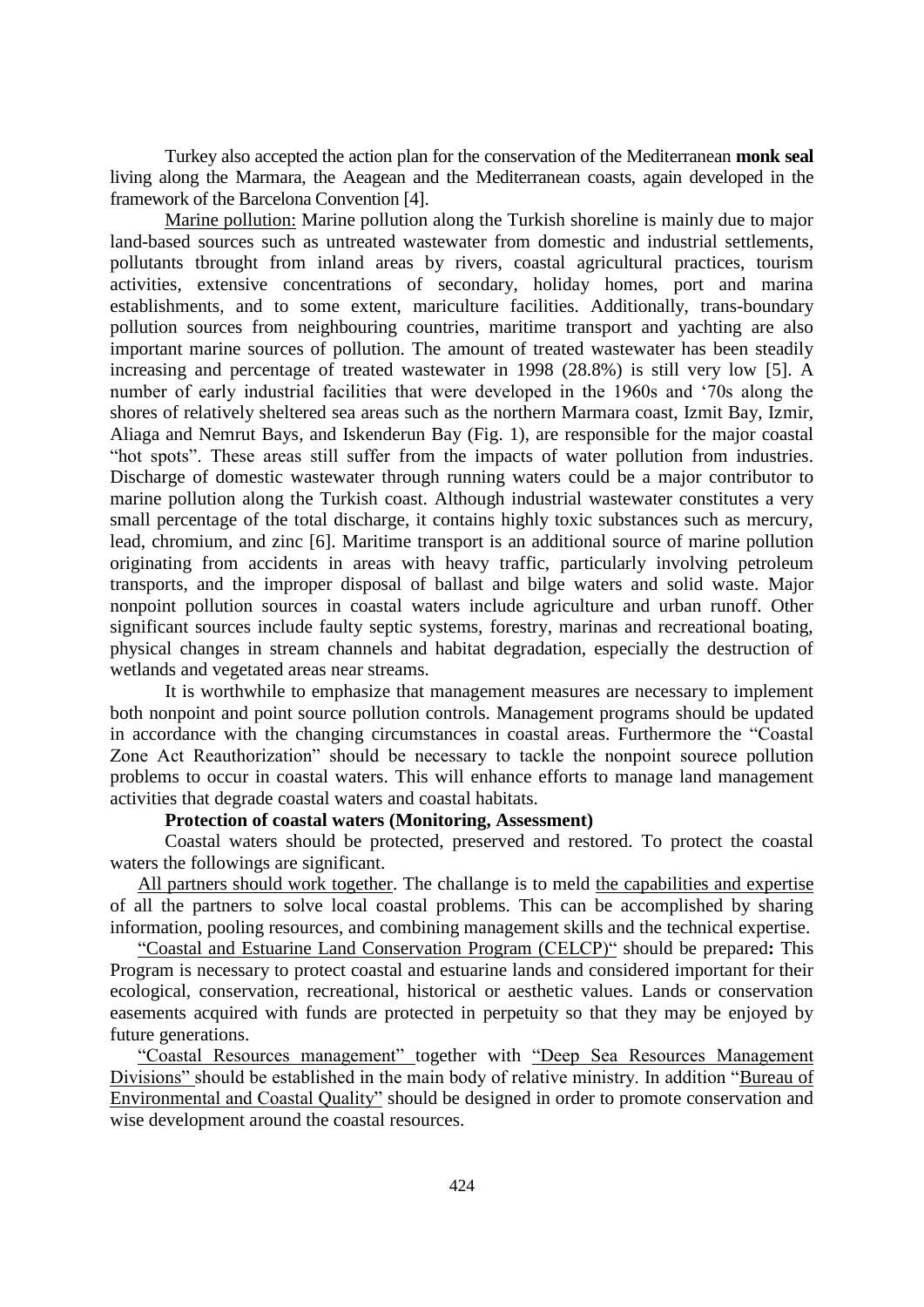Turkey also accepted the action plan for the conservation of the Mediterranean **monk seal** living along the Marmara, the Aeagean and the Mediterranean coasts, again developed in the framework of the Barcelona Convention [4].

Marine pollution: Marine pollution along the Turkish shoreline is mainly due to major land-based sources such as untreated wastewater from domestic and industrial settlements, pollutants tbrought from inland areas by rivers, coastal agricultural practices, tourism activities, extensive concentrations of secondary, holiday homes, port and marina establishments, and to some extent, mariculture facilities. Additionally, trans-boundary pollution sources from neighbouring countries, maritime transport and yachting are also important marine sources of pollution. The amount of treated wastewater has been steadily increasing and percentage of treated wastewater in 1998 (28.8%) is still very low [5]. A number of early industrial facilities that were developed in the 1960s and '70s along the shores of relatively sheltered sea areas such as the northern Marmara coast, Izmit Bay, Izmir, Aliaga and Nemrut Bays, and Iskenderun Bay (Fig. 1), are responsible for the major coastal "hot spots". These areas still suffer from the impacts of water pollution from industries. Discharge of domestic wastewater through running waters could be a major contributor to marine pollution along the Turkish coast. Although industrial wastewater constitutes a very small percentage of the total discharge, it contains highly toxic substances such as mercury, lead, chromium, and zinc [6]. Maritime transport is an additional source of marine pollution originating from accidents in areas with heavy traffic, particularly involving petroleum transports, and the improper disposal of ballast and bilge waters and solid waste. Major nonpoint pollution sources in coastal waters include agriculture and urban runoff. Other significant sources include faulty septic systems, forestry, marinas and recreational boating, physical changes in stream channels and habitat degradation, especially the destruction of wetlands and vegetated areas near streams.

It is worthwhile to emphasize that management measures are necessary to implement both nonpoint and point source pollution controls. Management programs should be updated in accordance with the changing circumstances in coastal areas. Furthermore the "Coastal Zone Act Reauthorization" should be necessary to tackle the nonpoint sourece pollution problems to occur in coastal waters. This will enhance efforts to manage land management activities that degrade coastal waters and coastal habitats.

**Protection of coastal waters (Monitoring, Assessment)**

Coastal waters should be protected, preserved and restored. To protect the coastal waters the followings are significant.

All partners should work together. The challange is to meld the capabilities and expertise of all the partners to solve local coastal problems. This can be accomplished by sharing information, pooling resources, and combining management skills and the technical expertise.

"Coastal and Estuarine Land Conservation Program (CELCP)" should be prepared**:** This Program is necessary to protect coastal and estuarine lands and considered important for their ecological, conservation, recreational, historical or aesthetic values. Lands or conservation easements acquired with funds are protected in perpetuity so that they may be enjoyed by future generations.

"Coastal Resources management" together with "Deep Sea Resources Management Divisions" should be established in the main body of relative ministry. In addition "Bureau of Environmental and Coastal Quality" should be designed in order to promote conservation and wise development around the coastal resources.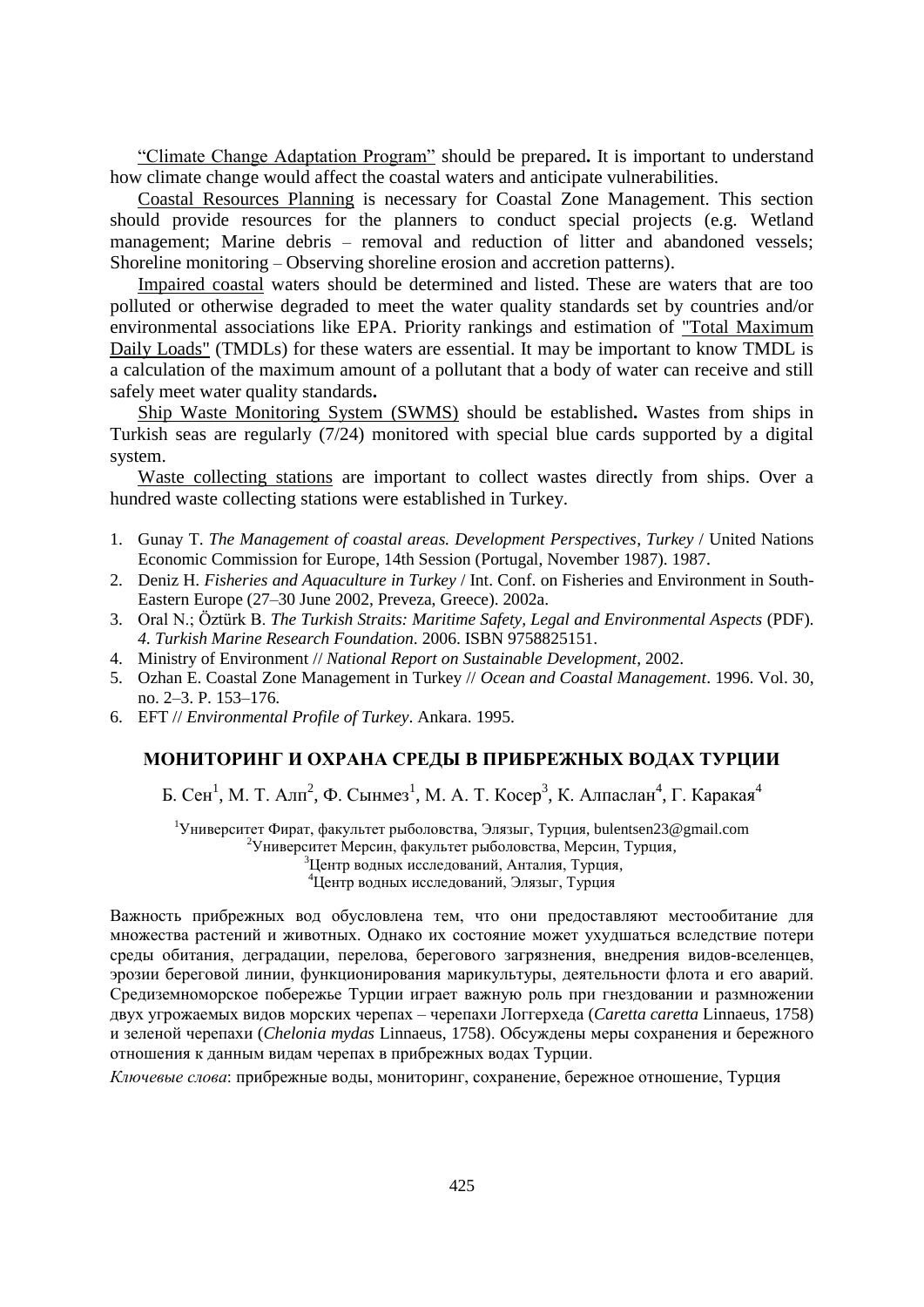"Climate Change Adaptation Program" should be prepared**.** It is important to understand how climate change would affect the coastal waters and anticipate vulnerabilities.

Coastal Resources Planning is necessary for Coastal Zone Management. This section should provide resources for the planners to conduct special projects (e.g. Wetland management; Marine debris – removal and reduction of litter and abandoned vessels; Shoreline monitoring – Observing shoreline erosion and accretion patterns).

Impaired coastal waters should be determined and listed. These are waters that are too polluted or otherwise degraded to meet the water quality standards set by countries and/or environmental associations like EPA. Priority rankings and estimation of "Total Maximum Daily Loads" (TMDLs) for these waters are essential. It may be important to know TMDL is a calculation of the maximum amount of a pollutant that a body of water can receive and still safely meet water quality standards**.**

Ship Waste Monitoring System (SWMS) should be established**.** Wastes from ships in Turkish seas are regularly (7/24) monitored with special blue cards supported by a digital system.

Waste collecting stations are important to collect wastes directly from ships. Over a hundred waste collecting stations were established in Turkey.

1. Gunay T. *The Management of coastal areas. Development Perspectives*, *Turkey* / United Nations Economic Commission for Europe, 14th Session (Portugal, November 1987). 1987.
2. Deniz H. *Fisheries and Aquaculture in Turkey* / Int. Conf. on Fisheries and Environment in South-Eastern Europe (27–30 June 2002, Preveza, Greece). 2002a.
3. Oral N.; Öztürk B. *The Turkish Straits: Maritime Safety, Legal and Environmental Aspects* (PDF). *4. Turkish Marine Research Foundation*. 2006. ISBN 9758825151.
4. Ministry of Environment // *National Report on Sustainable Development*, 2002.
5. Ozhan E. Coastal Zone Management in Turkey // *Ocean and Coastal Management*. 1996. Vol. 30, no. 2–3. P. 153–176.
6. EFT // *Environmental Profile of Turkey*. Ankara. 1995.

## МОНИТОРИНГ И ОХРАНА СРЕДЫ В ПРИБРЕЖНЫХ ВОДАХ ТУРЦИИ

Б. Сен[1], М. Т. Алп[2], Ф. Сынмез[1], М. А. Т. Косер[3], К. Алпаслан[4], Г. Каракая[4]

[1]Университет Фират, факультет рыболовства, Элязыг, Турция, bulentsen23@gmail.com
[2]Университет Мерсин, факультет рыболовства, Мерсин, Турция,
[3]Центр водных исследований, Анталия, Турция,
[4]Центр водных исследований, Элязыг, Турция

Важность прибрежных вод обусловлена тем, что они предоставляют местообитание для множества растений и животных. Однако их состояние может ухудшаться вследствие потери среды обитания, деградации, перелова, берегового загрязнения, внедрения видов-вселенцев, эрозии береговой линии, функционирования марикультуры, деятельности флота и его аварий. Средиземноморское побережье Турции играет важную роль при гнездовании и размножении двух угрожаемых видов морских черепах – черепахи Логгерхеда (*Caretta caretta* Linnaeus, 1758) и зеленой черепахи (*Chelonia mydas* Linnaeus, 1758). Обсуждены меры сохранения и бережного отношения к данным видам черепах в прибрежных водах Турции.

*Ключевые слова*: прибрежные воды, мониторинг, сохранение, бережное отношение, Турция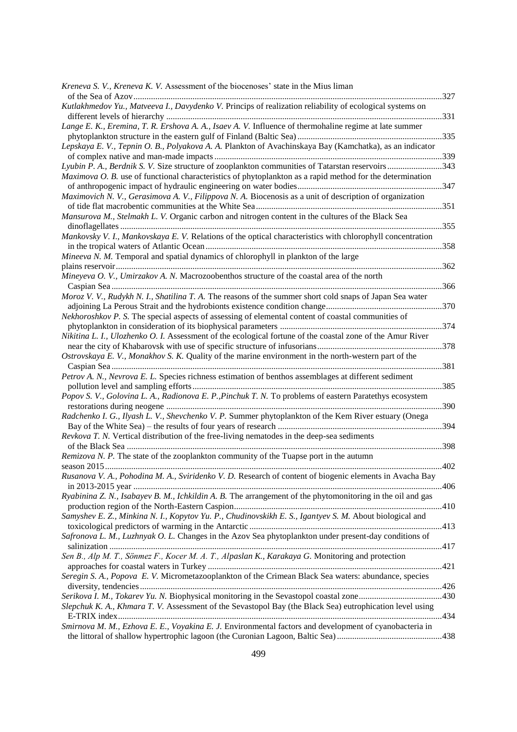*Kreneva S. V., Kreneva K. V.* Assessment of the biocenoses' state in the Mius liman of the Sea of Azov ....................................................................................................................................327

*Kutlakhmedov Yu., Matveeva I., Davydenko V.* Princips of realization reliability of ecological systems on different levels of hierarchy ....................................................................................................................331

*Lange E. K., Eremina, T. R. Ershova A. A., Isaev A. V.* Influence of thermohaline regime at late summer phytoplankton structure in the eastern gulf of Finland (Baltic Sea) ..................................................................335

*Lepskaya E. V., Tepnin O. B., Polyakova A. A.* Plankton of Avachinskaya Bay (Kamchatka), as an indicator of complex native and man-made impacts ......................................................................................................339

*Lyubin P. A., Berdnik S. V.* Size structure of zooplankton communities of Tatarstan reservoirs .........................343

*Maximova O. B.* use of functional characteristics of phytoplankton as a rapid method for the determination of anthropogenic impact of hydraulic engineering on water bodies.................................................................347

*Maximovich N. V., Gerasimova A. V., Filippova N. A.* Biocenosis as a unit of description of organization of tide flat macrobentic communities at the White Sea...................................................................................351

*Mansurova M., Stelmakh L. V.* Organic carbon and nitrogen content in the cultures of the Black Sea dinoflagellates ................................................................................................................................................355

*Mankovsky V. I., Mankovskaya E. V.* Relations of the optical characteristics with chlorophyll concentration in the tropical waters of Atlantic Ocean ..........................................................................................................358

*Mineeva N. M.* Temporal and spatial dynamics of chlorophyll in plankton of the large plains reservoir..................................................................................................................................................362

*Mineyeva O. V., Umirzakov A. N.* Macrozoobenthos structure of the coastal area of the north Caspian Sea ...................................................................................................................................................366

*Moroz V. V., Rudykh N. I., Shatilina T. A.* The reasons of the summer short cold snaps of Japan Sea water adjoining La Perous Strait and the hydrobionts existence condition change.....................................................370

*Nekhoroshkov P. S.* The special aspects of assessing of elemental content of coastal communities of phytoplankton in consideration of its biophysical parameters .........................................................................374

*Nikitina L. I., Ulozhenko O. I.* Assessment of the ecological fortune of the coastal zone of the Amur River near the city of Khabarovsk with use of specific structure of infusorians.........................................................378

*Ostrovskaya E. V., Monakhov S. K.* Quality of the marine environment in the north-western part of the Caspian Sea ...................................................................................................................................................381

*Petrov A. N., Nevrova E. L.* Species richness estimation of benthos assemblages at different sediment pollution level and sampling efforts.................................................................................................................385

*Popov S. V., Golovina L. A., Radionova E. P.,Pinchuk T. N.* To problems of eastern Paratethys ecosystem restorations during neogene ............................................................................................................................390

*Radchenko I. G., Ilyash L. V., Shevchenko V. P.* Summer phytoplankton of the Kem River estuary (Onega Bay of the White Sea) – the results of four years of research ..........................................................................394

*Revkova T. N.* Vertical distribution of the free-living nematodes in the deep-sea sediments of the Black Sea .............................................................................................................................................398

*Remizova N. P.* The state of the zooplankton community of the Tuapse port in the autumn season 2015.........................................................................................................................................................402

*Rusanova V. A., Pohodina M. A., Sviridenko V. D.* Research of content of biogenic elements in Avacha Bay in 2013-2015 year ..........................................................................................................................................406

*Ryabinina Z. N., Isabayev B. M., Ichkildin A. B.* The arrangement of the phytomonitoring in the oil and gas production region of the North-Eastern Caspion.............................................................................................410

*Samyshev E. Z., Minkina N. I., Kopytov Yu. P., Chudinovskikh E. S., Igantyev S. M.* About biological and toxicological predictors of warming in the Antarctic .......................................................................................413

*Safronova L. M., Luzhnyak O. L.* Changes in the Azov Sea phytoplankton under present-day conditions of salinization .....................................................................................................................................................417

*Sen B., Alp M. T., Sönmez F., Kocer M. A. T., Alpaslan K., Karakaya G.* Monitoring and protection approaches for coastal waters in Turkey ..........................................................................................................421

*Seregin S. A., Popova E. V.* Micrometazooplankton of the Crimean Black Sea waters: abundance, species diversity, tendencies.........................................................................................................................................426

*Serikova I. M., Tokarev Yu. N.* Biophysical monitoring in the Sevastopol coastal zone......................................430

*Slepchuk K. A., Khmara T. V.* Assessment of the Sevastopol Bay (the Black Sea) eutrophication level using E-TRIX index...................................................................................................................................................434

*Smirnova M. M., Ezhova E. E., Voyakina E. J.* Environmental factors and development of cyanobacteria in the littoral of shallow hypertrophic lagoon (the Curonian Lagoon, Baltic Sea)................................................438